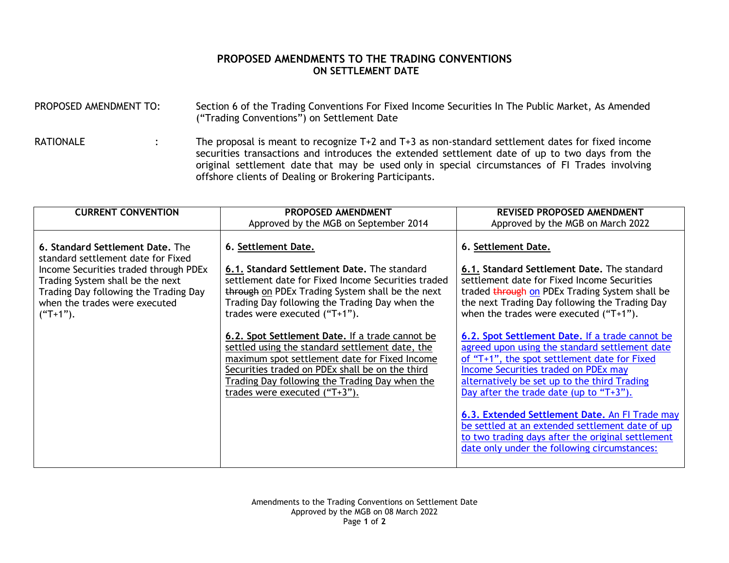# PROPOSED AMENDMENTS TO THE TRADING CONVENTIONS ON SETTLEMENT DATE

PROPOSED AMENDMENT TO: Section 6 of the Trading Conventions For Fixed Income Securities In The Public Market, As Amended ("Trading Conventions") on Settlement Date

RATIONALE : The proposal is meant to recognize T+2 and T+3 as non-standard settlement dates for fixed income securities transactions and introduces the extended settlement date of up to two days from the original settlement date that may be used only in special circumstances of FI Trades involving offshore clients of Dealing or Brokering Participants.

| CURRENT CONVENTION | PROPOSED AMENDMENT<br>Approved by the MGB on September 2014 | REVISED PROPOSED AMENDMENT<br>Approved by the MGB on March 2022 |
|---|---|---|
| **6. Standard Settlement Date.** The standard settlement date for Fixed Income Securities traded through PDEx Trading System shall be the next Trading Day following the Trading Day when the trades were executed ("T+1"). | 6. <u>Settlement Date.</u><br><br><u>6.1.</u> **Standard Settlement Date.** The standard settlement date for Fixed Income Securities traded ~~through~~ <u>on</u> PDEx Trading System shall be the next Trading Day following the Trading Day when the trades were executed ("T+1").<br><br><u>**6.2. Spot Settlement Date.** If a trade cannot be settled using the standard settlement date, the maximum spot settlement date for Fixed Income Securities traded on PDEx shall be on the third Trading Day following the Trading Day when the trades were executed ("T+3").</u> | 6. <u>Settlement Date.</u><br><br><u>6.1.</u> **Standard Settlement Date.** The standard settlement date for Fixed Income Securities traded ~~through~~ <u>on</u> PDEx Trading System shall be the next Trading Day following the Trading Day when the trades were executed ("T+1").<br><br><u>**6.2. Spot Settlement Date.** If a trade cannot be agreed upon using the standard settlement date of "T+1", the spot settlement date for Fixed Income Securities traded on PDEx may alternatively be set up to the third Trading Day after the trade date (up to "T+3").</u><br><br><u>**6.3. Extended Settlement Date.** An FI Trade may be settled at an extended settlement date of up to two trading days after the original settlement date only under the following circumstances:</u> |

Amendments to the Trading Conventions on Settlement Date
Approved by the MGB on 08 March 2022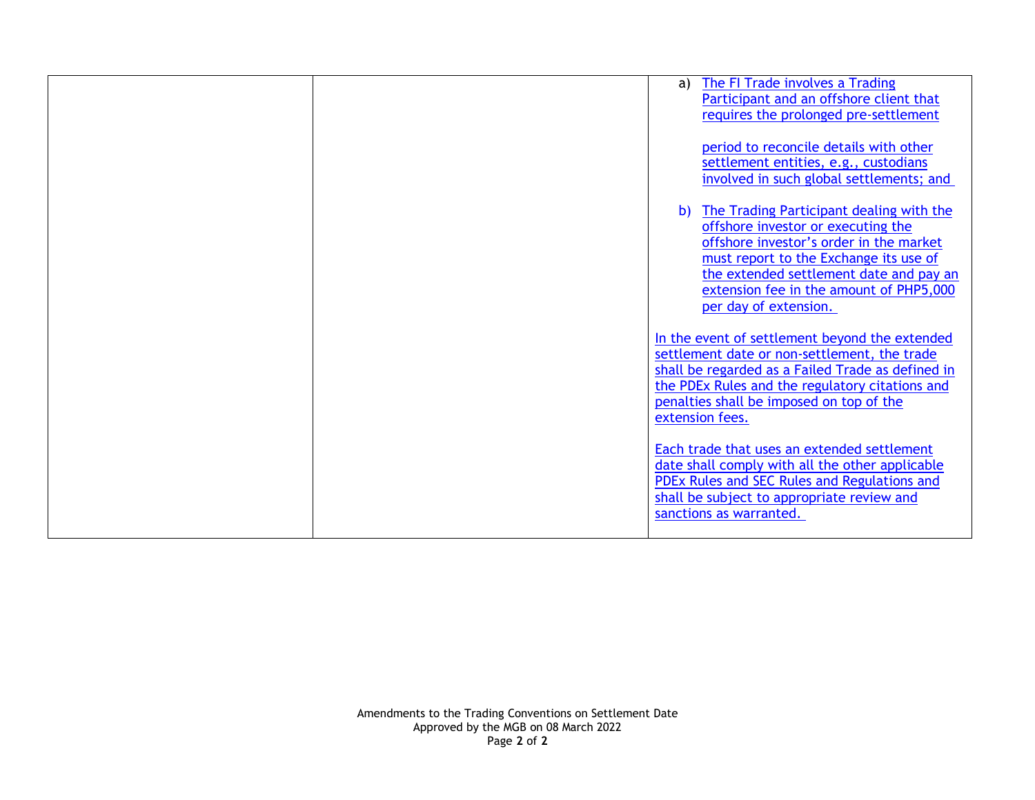| | | |
|---|---|---|
| | | a) The FI Trade involves a Trading Participant and an offshore client that requires the prolonged pre-settlement period to reconcile details with other settlement entities, e.g., custodians involved in such global settlements; and<br><br>b) The Trading Participant dealing with the offshore investor or executing the offshore investor's order in the market must report to the Exchange its use of the extended settlement date and pay an extension fee in the amount of PHP5,000 per day of extension.<br><br>In the event of settlement beyond the extended settlement date or non-settlement, the trade shall be regarded as a Failed Trade as defined in the PDEx Rules and the regulatory citations and penalties shall be imposed on top of the extension fees.<br><br>Each trade that uses an extended settlement date shall comply with all the other applicable PDEx Rules and SEC Rules and Regulations and shall be subject to appropriate review and sanctions as warranted. |